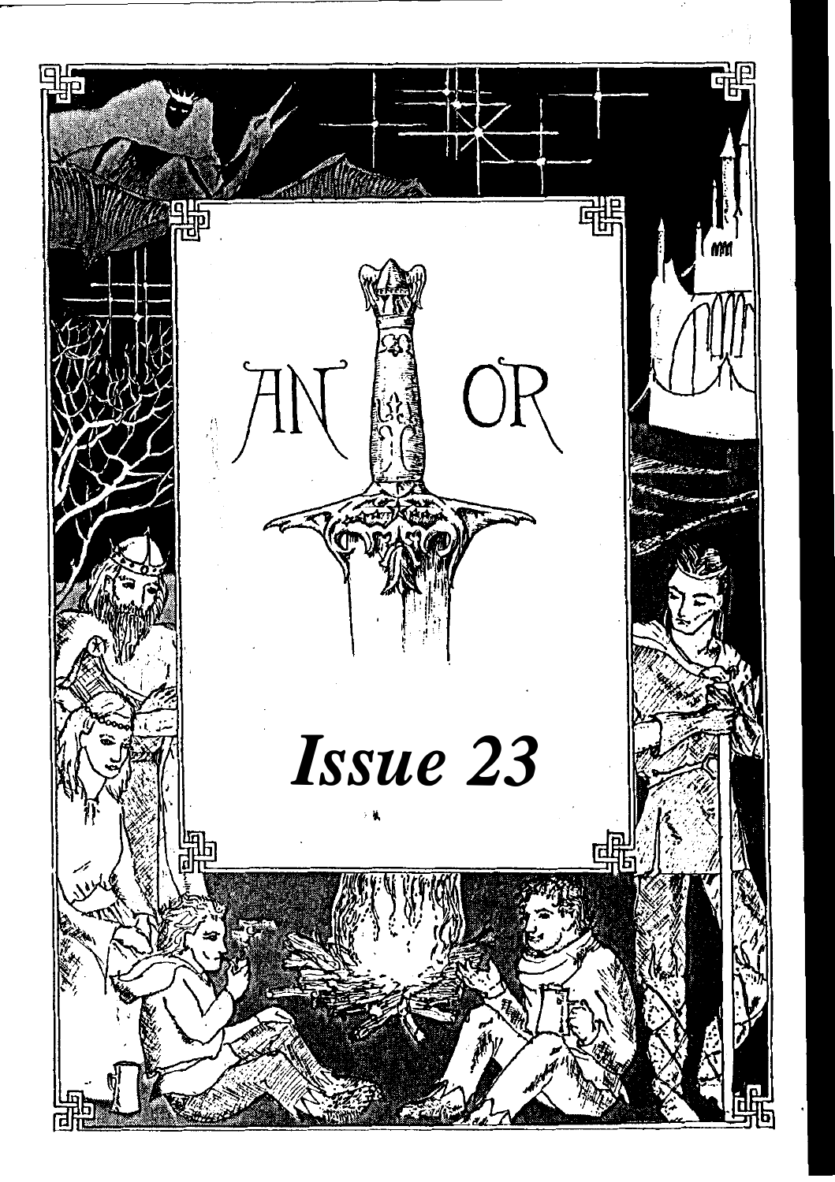# AN OR

*Issue 23*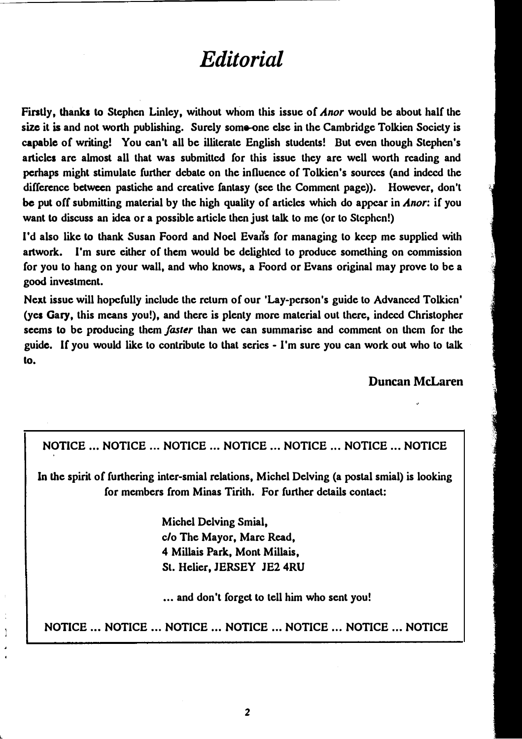# *Editorial*

Firstly, thanks to Stephen Linley, without whom this issue of *Anor* would be about half the size it is and not worth publishing. Surely some-one else in the Cambridge Tolkien Society is capable of writing! You can't all be illiterate English students! But even though Stephen's articles are almost all that was submitted for this issue they are well worth reading and perhaps might stimulate further debate on the influence of Tolkien's sources (and indeed the difference between pastiche and creative fantasy (see the Comment page)). However, don't be put off submitting material by the high quality of articles which do appear in *Anor*: if you want to discuss an idea or a possible article then just talk to me (or to Stephen!)

I'd also like to thank Susan Foord and Noel Evans for managing to keep me supplied with artwork. I'm sure either of them would be delighted to produce something on commission for you to hang on your wall, and who knows, a Foord or Evans original may prove to be a good investment.

Next issue will hopefully include the return of our 'Lay-person's guide to Advanced Tolkien' (yes Gary, this means you!), and there is plenty more material out there, indeed Christopher seems to be producing them *faster* than we can summarise and comment on them for the guide. If you would like to contribute to that series - I'm sure you can work out who to talk to.

**Duncan McLaren**

---

NOTICE ... NOTICE ... NOTICE ... NOTICE ... NOTICE ... NOTICE ... NOTICE

In the spirit of furthering inter-smial relations, Michel Delving (a postal smial) is looking for members from Minas Tirith. For further details contact:

Michel Delving Smial,
c/o The Mayor, Marc Read,
4 Millais Park, Mont Millais,
St. Helier, JERSEY JE2 4RU

... and don't forget to tell him who sent you!

NOTICE ... NOTICE ... NOTICE ... NOTICE ... NOTICE ... NOTICE ... NOTICE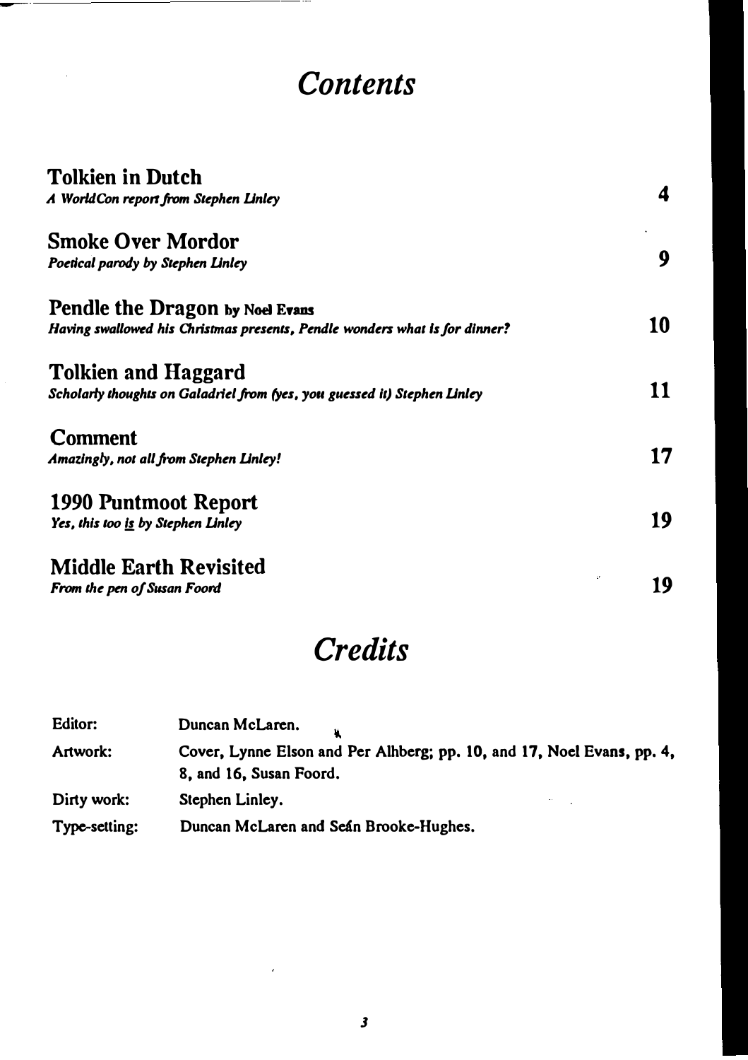# Contents

**Tolkien in Dutch**
*A WorldCon report from Stephen Linley* — 4

**Smoke Over Mordor**
*Poetical parody by Stephen Linley* — 9

**Pendle the Dragon** by Noel Evans
*Having swallowed his Christmas presents, Pendle wonders what is for dinner?* — 10

**Tolkien and Haggard**
*Scholarly thoughts on Galadriel from (yes, you guessed it) Stephen Linley* — 11

**Comment**
*Amazingly, not all from Stephen Linley!* — 17

**1990 Puntmoot Report**
*Yes, this too is by Stephen Linley* — 19

**Middle Earth Revisited**
*From the pen of Susan Foord* — 19

# Credits

| | |
|---|---|
| Editor: | Duncan McLaren. |
| Artwork: | Cover, Lynne Elson and Per Alhberg; pp. 10, and 17, Noel Evans, pp. 4, 8, and 16, Susan Foord. |
| Dirty work: | Stephen Linley. |
| Type-setting: | Duncan McLaren and Seán Brooke-Hughes. |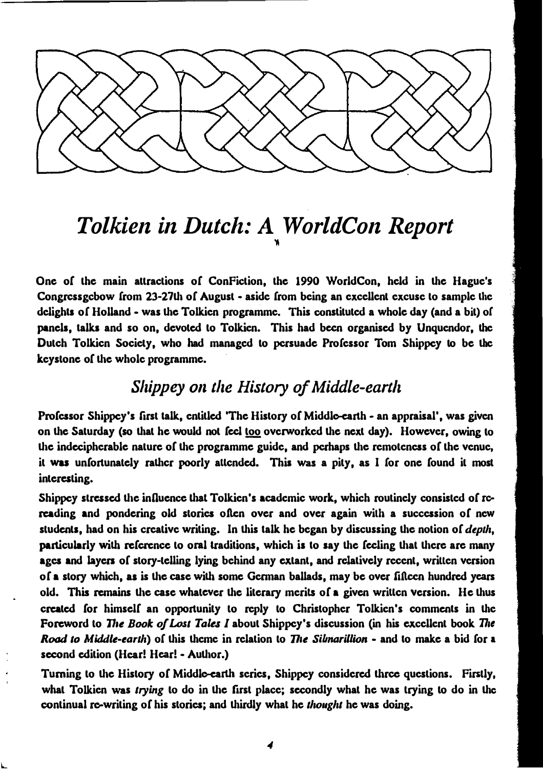# *Tolkien in Dutch: A WorldCon Report*

One of the main attractions of ConFiction, the 1990 WorldCon, held in the Hague's Congressgebow from 23-27th of August - aside from being an excellent excuse to sample the delights of Holland - was the Tolkien programme. This constituted a whole day (and a bit) of panels, talks and so on, devoted to Tolkien. This had been organised by Unquendor, the Dutch Tolkien Society, who had managed to persuade Professor Tom Shippey to be the keystone of the whole programme.

## *Shippey on the History of Middle-earth*

Professor Shippey's first talk, entitled 'The History of Middle-earth - an appraisal', was given on the Saturday (so that he would not feel too overworked the next day). However, owing to the indecipherable nature of the programme guide, and perhaps the remoteness of the venue, it was unfortunately rather poorly attended. This was a pity, as I for one found it most interesting.

Shippey stressed the influence that Tolkien's academic work, which routinely consisted of re-reading and pondering old stories often over and over again with a succession of new students, had on his creative writing. In this talk he began by discussing the notion of *depth*, particularly with reference to oral traditions, which is to say the feeling that there are many ages and layers of story-telling lying behind any extant, and relatively recent, written version of a story which, as is the case with some German ballads, may be over fifteen hundred years old. This remains the case whatever the literary merits of a given written version. He thus created for himself an opportunity to reply to Christopher Tolkien's comments in the Foreword to *The Book of Lost Tales I* about Shippey's discussion (in his excellent book *The Road to Middle-earth*) of this theme in relation to *The Silmarillion* - and to make a bid for a second edition (Hear! Hear! - Author.)

Turning to the History of Middle-earth series, Shippey considered three questions. Firstly, what Tolkien was *trying* to do in the first place; secondly what he was trying to do in the continual re-writing of his stories; and thirdly what he *thought* he was doing.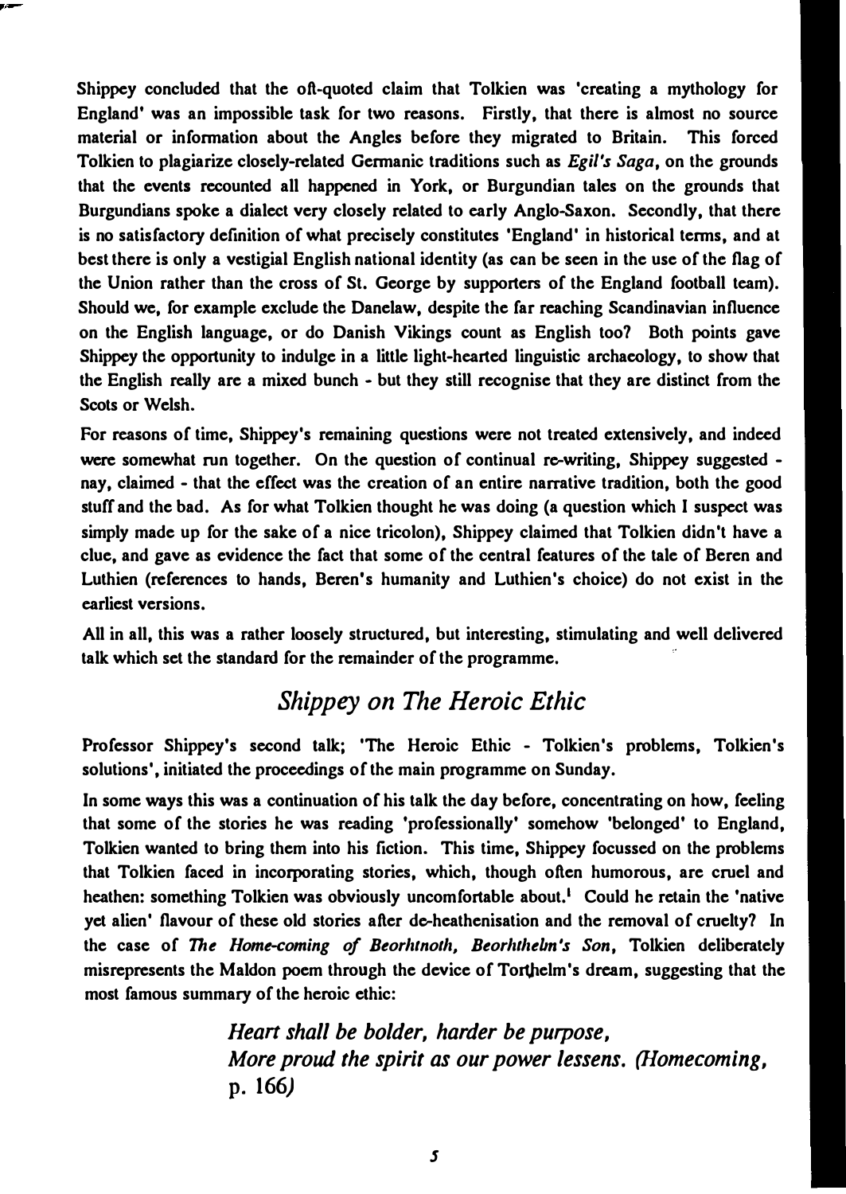Shippey concluded that the oft-quoted claim that Tolkien was 'creating a mythology for England' was an impossible task for two reasons. Firstly, that there is almost no source material or information about the Angles before they migrated to Britain. This forced Tolkien to plagiarize closely-related Germanic traditions such as *Egil's Saga*, on the grounds that the events recounted all happened in York, or Burgundian tales on the grounds that Burgundians spoke a dialect very closely related to early Anglo-Saxon. Secondly, that there is no satisfactory definition of what precisely constitutes 'England' in historical terms, and at best there is only a vestigial English national identity (as can be seen in the use of the flag of the Union rather than the cross of St. George by supporters of the England football team). Should we, for example exclude the Danelaw, despite the far reaching Scandinavian influence on the English language, or do Danish Vikings count as English too? Both points gave Shippey the opportunity to indulge in a little light-hearted linguistic archaeology, to show that the English really are a mixed bunch - but they still recognise that they are distinct from the Scots or Welsh.

For reasons of time, Shippey's remaining questions were not treated extensively, and indeed were somewhat run together. On the question of continual re-writing, Shippey suggested - nay, claimed - that the effect was the creation of an entire narrative tradition, both the good stuff and the bad. As for what Tolkien thought he was doing (a question which I suspect was simply made up for the sake of a nice tricolon), Shippey claimed that Tolkien didn't have a clue, and gave as evidence the fact that some of the central features of the tale of Beren and Luthien (references to hands, Beren's humanity and Luthien's choice) do not exist in the earliest versions.

All in all, this was a rather loosely structured, but interesting, stimulating and well delivered talk which set the standard for the remainder of the programme.

## *Shippey on The Heroic Ethic*

Professor Shippey's second talk; 'The Heroic Ethic - Tolkien's problems, Tolkien's solutions', initiated the proceedings of the main programme on Sunday.

In some ways this was a continuation of his talk the day before, concentrating on how, feeling that some of the stories he was reading 'professionally' somehow 'belonged' to England, Tolkien wanted to bring them into his fiction. This time, Shippey focussed on the problems that Tolkien faced in incorporating stories, which, though often humorous, are cruel and heathen: something Tolkien was obviously uncomfortable about.[1] Could he retain the 'native yet alien' flavour of these old stories after de-heathenisation and the removal of cruelty? In the case of *The Home-coming of Beorhtnoth, Beorhthelm's Son*, Tolkien deliberately misrepresents the Maldon poem through the device of Torthelm's dream, suggesting that the most famous summary of the heroic ethic:

> *Heart shall be bolder, harder be purpose,*
> *More proud the spirit as our power lessens. (Homecoming, p. 166)*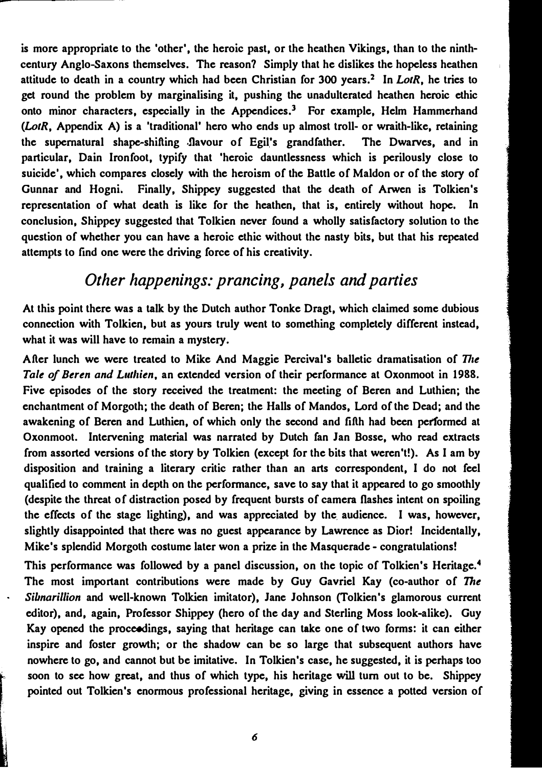is more appropriate to the 'other', the heroic past, or the heathen Vikings, than to the ninth-century Anglo-Saxons themselves. The reason? Simply that he dislikes the hopeless heathen attitude to death in a country which had been Christian for 300 years.[2] In *LotR*, he tries to get round the problem by marginalising it, pushing the unadulterated heathen heroic ethic onto minor characters, especially in the Appendices.[3] For example, Helm Hammerhand (*LotR*, Appendix A) is a 'traditional' hero who ends up almost troll- or wraith-like, retaining the supernatural shape-shifting flavour of Egil's grandfather. The Dwarves, and in particular, Dain Ironfoot, typify that 'heroic dauntlessness which is perilously close to suicide', which compares closely with the heroism of the Battle of Maldon or of the story of Gunnar and Hogni. Finally, Shippey suggested that the death of Arwen is Tolkien's representation of what death is like for the heathen, that is, entirely without hope. In conclusion, Shippey suggested that Tolkien never found a wholly satisfactory solution to the question of whether you can have a heroic ethic without the nasty bits, but that his repeated attempts to find one were the driving force of his creativity.

## *Other happenings: prancing, panels and parties*

At this point there was a talk by the Dutch author Tonke Dragt, which claimed some dubious connection with Tolkien, but as yours truly went to something completely different instead, what it was will have to remain a mystery.

After lunch we were treated to Mike And Maggie Percival's balletic dramatisation of *The Tale of Beren and Luthien*, an extended version of their performance at Oxonmoot in 1988. Five episodes of the story received the treatment: the meeting of Beren and Luthien; the enchantment of Morgoth; the death of Beren; the Halls of Mandos, Lord of the Dead; and the awakening of Beren and Luthien, of which only the second and fifth had been performed at Oxonmoot. Intervening material was narrated by Dutch fan Jan Bosse, who read extracts from assorted versions of the story by Tolkien (except for the bits that weren't!). As I am by disposition and training a literary critic rather than an arts correspondent, I do not feel qualified to comment in depth on the performance, save to say that it appeared to go smoothly (despite the threat of distraction posed by frequent bursts of camera flashes intent on spoiling the effects of the stage lighting), and was appreciated by the audience. I was, however, slightly disappointed that there was no guest appearance by Lawrence as Dior! Incidentally, Mike's splendid Morgoth costume later won a prize in the Masquerade - congratulations!

This performance was followed by a panel discussion, on the topic of Tolkien's Heritage.[4] The most important contributions were made by Guy Gavriel Kay (co-author of *The Silmarillion* and well-known Tolkien imitator), Jane Johnson (Tolkien's glamorous current editor), and, again, Professor Shippey (hero of the day and Sterling Moss look-alike). Guy Kay opened the proceedings, saying that heritage can take one of two forms: it can either inspire and foster growth; or the shadow can be so large that subsequent authors have nowhere to go, and cannot but be imitative. In Tolkien's case, he suggested, it is perhaps too soon to see how great, and thus of which type, his heritage will turn out to be. Shippey pointed out Tolkien's enormous professional heritage, giving in essence a potted version of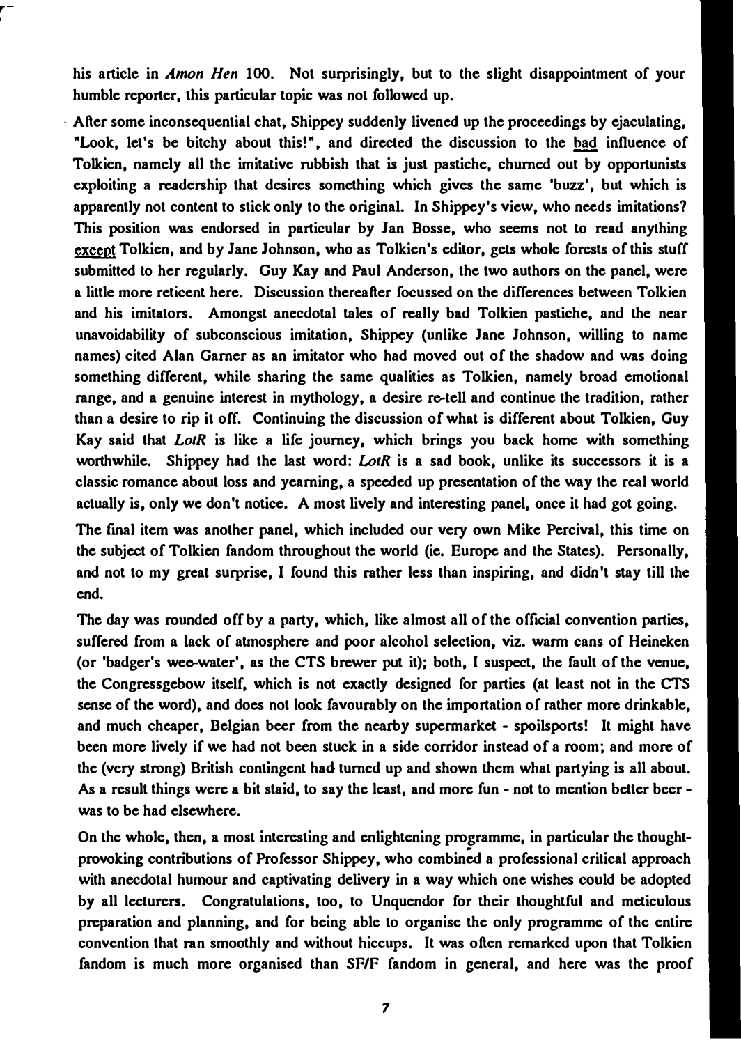his article in *Amon Hen* 100. Not surprisingly, but to the slight disappointment of your humble reporter, this particular topic was not followed up.

After some inconsequential chat, Shippey suddenly livened up the proceedings by ejaculating, "Look, let's be bitchy about this!", and directed the discussion to the bad influence of Tolkien, namely all the imitative rubbish that is just pastiche, churned out by opportunists exploiting a readership that desires something which gives the same 'buzz', but which is apparently not content to stick only to the original. In Shippey's view, who needs imitations? This position was endorsed in particular by Jan Bosse, who seems not to read anything except Tolkien, and by Jane Johnson, who as Tolkien's editor, gets whole forests of this stuff submitted to her regularly. Guy Kay and Paul Anderson, the two authors on the panel, were a little more reticent here. Discussion thereafter focussed on the differences between Tolkien and his imitators. Amongst anecdotal tales of really bad Tolkien pastiche, and the near unavoidability of subconscious imitation, Shippey (unlike Jane Johnson, willing to name names) cited Alan Garner as an imitator who had moved out of the shadow and was doing something different, while sharing the same qualities as Tolkien, namely broad emotional range, and a genuine interest in mythology, a desire re-tell and continue the tradition, rather than a desire to rip it off. Continuing the discussion of what is different about Tolkien, Guy Kay said that *LotR* is like a life journey, which brings you back home with something worthwhile. Shippey had the last word: *LotR* is a sad book, unlike its successors it is a classic romance about loss and yearning, a speeded up presentation of the way the real world actually is, only we don't notice. A most lively and interesting panel, once it had got going.

The final item was another panel, which included our very own Mike Percival, this time on the subject of Tolkien fandom throughout the world (ie. Europe and the States). Personally, and not to my great surprise, I found this rather less than inspiring, and didn't stay till the end.

The day was rounded off by a party, which, like almost all of the official convention parties, suffered from a lack of atmosphere and poor alcohol selection, viz. warm cans of Heineken (or 'badger's wee-water', as the CTS brewer put it); both, I suspect, the fault of the venue, the Congressgebow itself, which is not exactly designed for parties (at least not in the CTS sense of the word), and does not look favourably on the importation of rather more drinkable, and much cheaper, Belgian beer from the nearby supermarket - spoilsports! It might have been more lively if we had not been stuck in a side corridor instead of a room; and more of the (very strong) British contingent had turned up and shown them what partying is all about. As a result things were a bit staid, to say the least, and more fun - not to mention better beer - was to be had elsewhere.

On the whole, then, a most interesting and enlightening programme, in particular the thought-provoking contributions of Professor Shippey, who combined a professional critical approach with anecdotal humour and captivating delivery in a way which one wishes could be adopted by all lecturers. Congratulations, too, to Unquendor for their thoughtful and meticulous preparation and planning, and for being able to organise the only programme of the entire convention that ran smoothly and without hiccups. It was often remarked upon that Tolkien fandom is much more organised than SF/F fandom in general, and here was the proof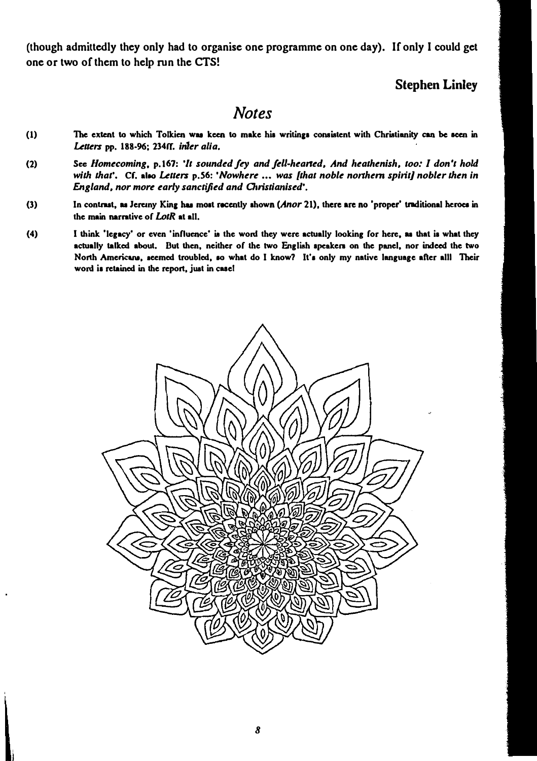(though admittedly they only had to organise one programme on one day). If only I could get one or two of them to help run the CTS!

**Stephen Linley**

## *Notes*

(1) The extent to which Tolkien was keen to make his writings consistent with Christianity can be seen in *Letters* pp. 188-96; 234ff. *inter alia.*

(2) See *Homecoming*, p.167: *'It sounded fey and fell-hearted, And heathenish, too: I don't hold with that'*. Cf. also *Letters* p.56: *'Nowhere ... was [that noble northern spirit] nobler then in England, nor more early sanctified and Christianised'*.

(3) In contrast, as Jeremy King has most recently shown (*Anor* 21), there are no 'proper' traditional heroes in the main narrative of *LotR* at all.

(4) I think 'legacy' or even 'influence' is the word they were actually looking for here, as that is what they actually talked about. But then, neither of the two English speakers on the panel, nor indeed the two North Americans, seemed troubled, so what do I know? It's only my native language after all! Their word is retained in the report, just in case!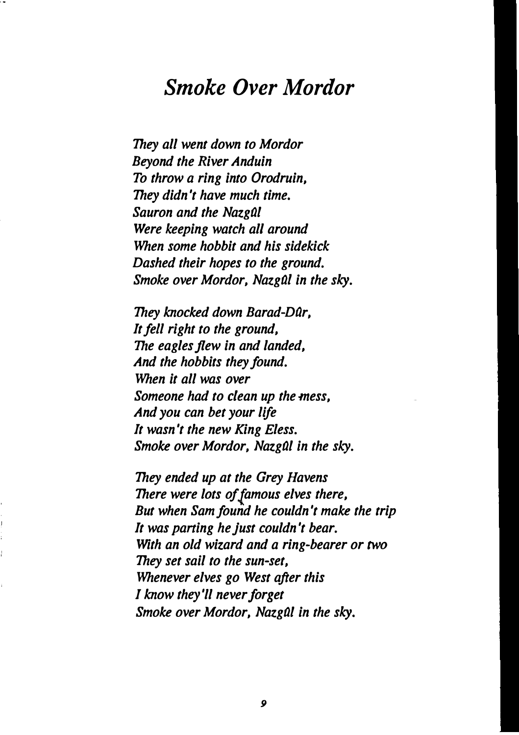# *Smoke Over Mordor*

*They all went down to Mordor*
*Beyond the River Anduin*
*To throw a ring into Orodruin,*
*They didn't have much time.*
*Sauron and the Nazgûl*
*Were keeping watch all around*
*When some hobbit and his sidekick*
*Dashed their hopes to the ground.*
*Smoke over Mordor, Nazgûl in the sky.*

*They knocked down Barad-Dûr,*
*It fell right to the ground,*
*The eagles flew in and landed,*
*And the hobbits they found.*
*When it all was over*
*Someone had to clean up the mess,*
*And you can bet your life*
*It wasn't the new King Eless.*
*Smoke over Mordor, Nazgûl in the sky.*

*They ended up at the Grey Havens*
*There were lots of famous elves there,*
*But when Sam found he couldn't make the trip*
*It was parting he just couldn't bear.*
*With an old wizard and a ring-bearer or two*
*They set sail to the sun-set,*
*Whenever elves go West after this*
*I know they'll never forget*
*Smoke over Mordor, Nazgûl in the sky.*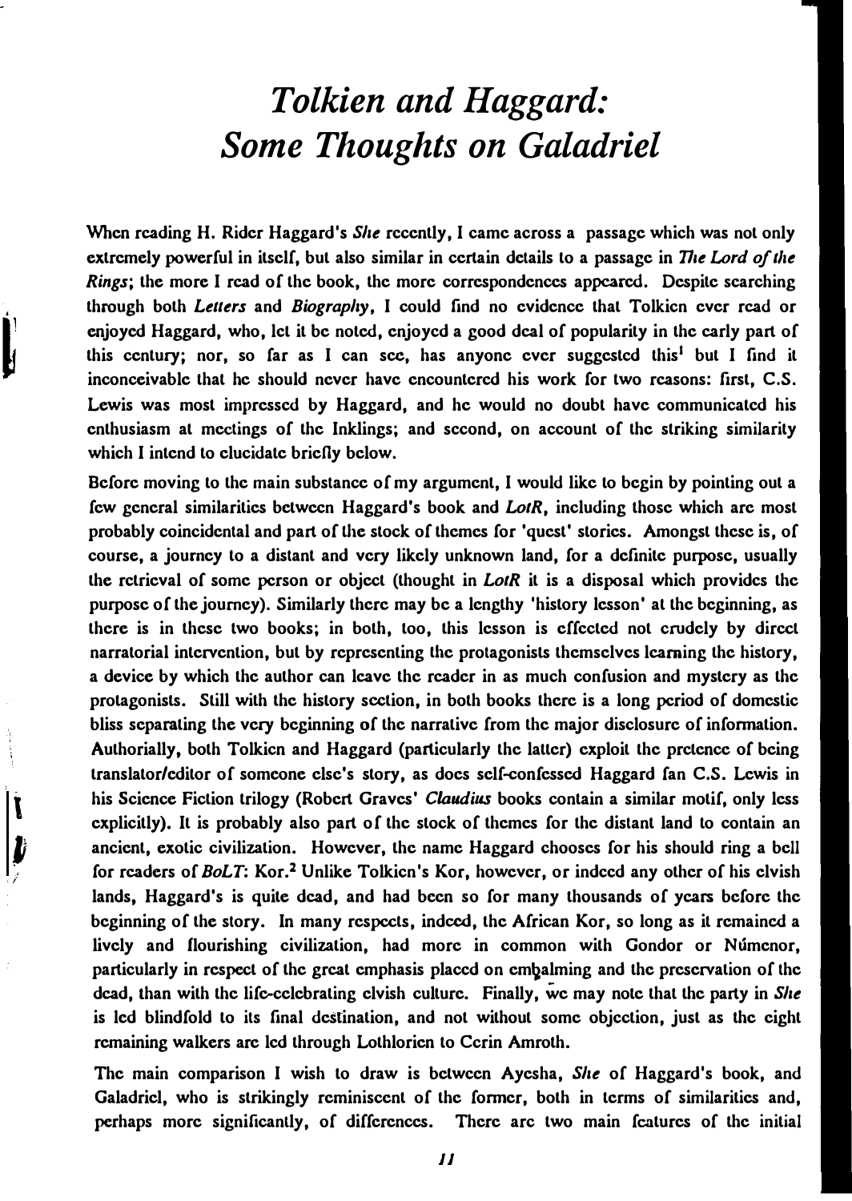# *Tolkien and Haggard: Some Thoughts on Galadriel*

When reading H. Rider Haggard's *She* recently, I came across a passage which was not only extremely powerful in itself, but also similar in certain details to a passage in *The Lord of the Rings*; the more I read of the book, the more correspondences appeared. Despite searching through both *Letters* and *Biography*, I could find no evidence that Tolkien ever read or enjoyed Haggard, who, let it be noted, enjoyed a good deal of popularity in the early part of this century; nor, so far as I can see, has anyone ever suggested this[1] but I find it inconceivable that he should never have encountered his work for two reasons: first, C.S. Lewis was most impressed by Haggard, and he would no doubt have communicated his enthusiasm at meetings of the Inklings; and second, on account of the striking similarity which I intend to elucidate briefly below.

Before moving to the main substance of my argument, I would like to begin by pointing out a few general similarities between Haggard's book and *LotR*, including those which are most probably coincidental and part of the stock of themes for 'quest' stories. Amongst these is, of course, a journey to a distant and very likely unknown land, for a definite purpose, usually the retrieval of some person or object (thought in *LotR* it is a disposal which provides the purpose of the journey). Similarly there may be a lengthy 'history lesson' at the beginning, as there is in these two books; in both, too, this lesson is effected not crudely by direct narratorial intervention, but by representing the protagonists themselves learning the history, a device by which the author can leave the reader in as much confusion and mystery as the protagonists. Still with the history section, in both books there is a long period of domestic bliss separating the very beginning of the narrative from the major disclosure of information. Authorially, both Tolkien and Haggard (particularly the latter) exploit the pretence of being translator/editor of someone else's story, as does self-confessed Haggard fan C.S. Lewis in his Science Fiction trilogy (Robert Graves' *Claudius* books contain a similar motif, only less explicitly). It is probably also part of the stock of themes for the distant land to contain an ancient, exotic civilization. However, the name Haggard chooses for his should ring a bell for readers of *BoLT*: Kor.[2] Unlike Tolkien's Kor, however, or indeed any other of his elvish lands, Haggard's is quite dead, and had been so for many thousands of years before the beginning of the story. In many respects, indeed, the African Kor, so long as it remained a lively and flourishing civilization, had more in common with Gondor or Númenor, particularly in respect of the great emphasis placed on embalming and the preservation of the dead, than with the life-celebrating elvish culture. Finally, we may note that the party in *She* is led blindfold to its final destination, and not without some objection, just as the eight remaining walkers are led through Lothlorien to Cerin Amroth.

The main comparison I wish to draw is between Ayesha, *She* of Haggard's book, and Galadriel, who is strikingly reminiscent of the former, both in terms of similarities and, perhaps more significantly, of differences. There are two main features of the initial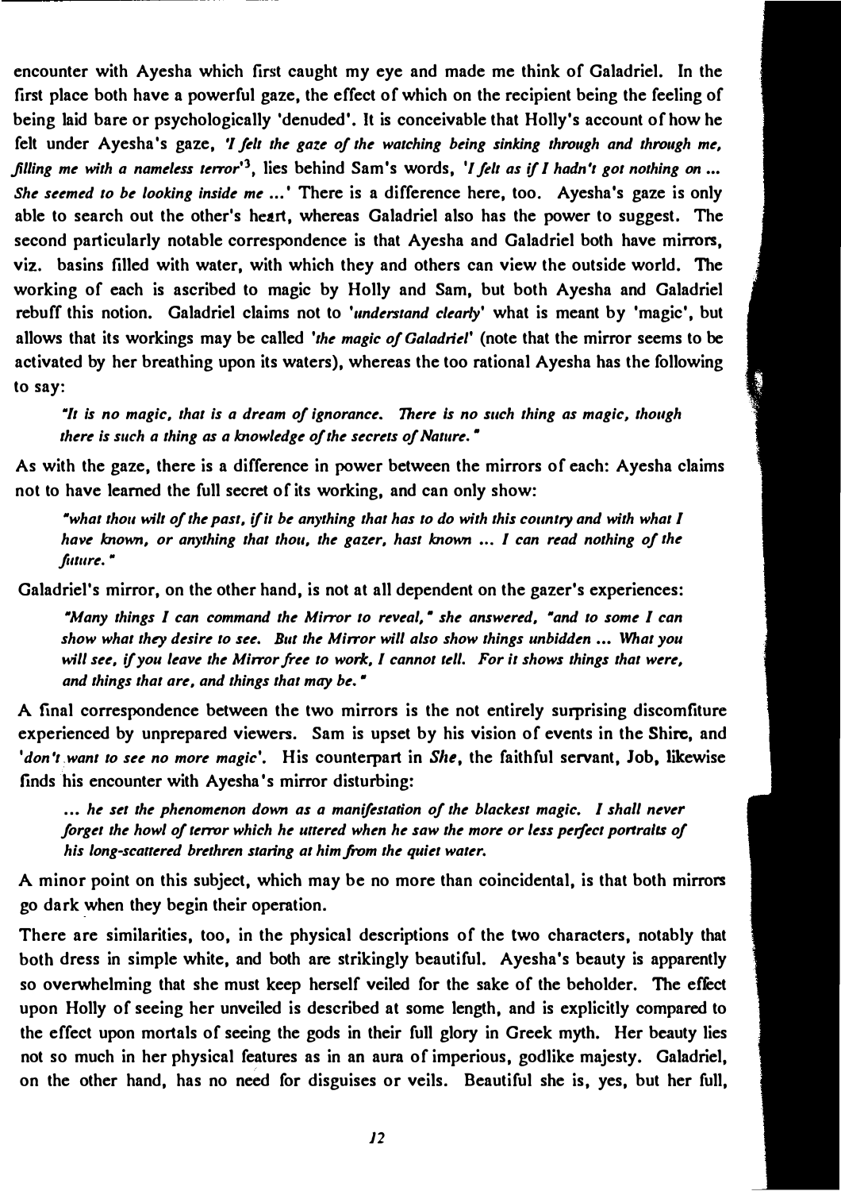encounter with Ayesha which first caught my eye and made me think of Galadriel. In the first place both have a powerful gaze, the effect of which on the recipient being the feeling of being laid bare or psychologically 'denuded'. It is conceivable that Holly's account of how he felt under Ayesha's gaze, *'I felt the gaze of the watching being sinking through and through me, filling me with a nameless terror'*[3], lies behind Sam's words, *'I felt as if I hadn't got nothing on ... She seemed to be looking inside me ...'* There is a difference here, too. Ayesha's gaze is only able to search out the other's heart, whereas Galadriel also has the power to suggest. The second particularly notable correspondence is that Ayesha and Galadriel both have mirrors, viz. basins filled with water, with which they and others can view the outside world. The working of each is ascribed to magic by Holly and Sam, but both Ayesha and Galadriel rebuff this notion. Galadriel claims not to *'understand clearly'* what is meant by 'magic', but allows that its workings may be called *'the magic of Galadriel'* (note that the mirror seems to be activated by her breathing upon its waters), whereas the too rational Ayesha has the following to say:

> *"It is no magic, that is a dream of ignorance. There is no such thing as magic, though there is such a thing as a knowledge of the secrets of Nature."*

As with the gaze, there is a difference in power between the mirrors of each: Ayesha claims not to have learned the full secret of its working, and can only show:

> *"what thou wilt of the past, if it be anything that has to do with this country and with what I have known, or anything that thou, the gazer, hast known ... I can read nothing of the future."*

Galadriel's mirror, on the other hand, is not at all dependent on the gazer's experiences:

> *"Many things I can command the Mirror to reveal," she answered, "and to some I can show what they desire to see. But the Mirror will also show things unbidden ... What you will see, if you leave the Mirror free to work, I cannot tell. For it shows things that were, and things that are, and things that may be."*

A final correspondence between the two mirrors is the not entirely surprising discomfiture experienced by unprepared viewers. Sam is upset by his vision of events in the Shire, and *'don't want to see no more magic'*. His counterpart in *She*, the faithful servant, Job, likewise finds his encounter with Ayesha's mirror disturbing:

> *... he set the phenomenon down as a manifestation of the blackest magic. I shall never forget the howl of terror which he uttered when he saw the more or less perfect portraits of his long-scattered brethren staring at him from the quiet water.*

A minor point on this subject, which may be no more than coincidental, is that both mirrors go dark when they begin their operation.

There are similarities, too, in the physical descriptions of the two characters, notably that both dress in simple white, and both are strikingly beautiful. Ayesha's beauty is apparently so overwhelming that she must keep herself veiled for the sake of the beholder. The effect upon Holly of seeing her unveiled is described at some length, and is explicitly compared to the effect upon mortals of seeing the gods in their full glory in Greek myth. Her beauty lies not so much in her physical features as in an aura of imperious, godlike majesty. Galadriel, on the other hand, has no need for disguises or veils. Beautiful she is, yes, but her full,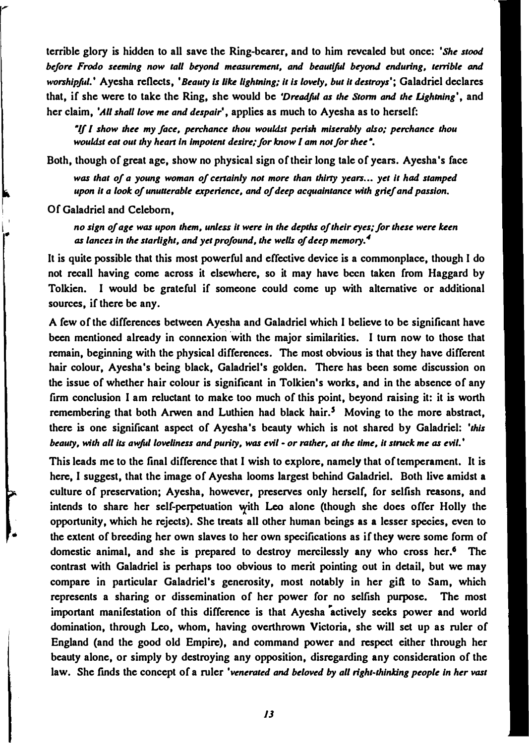terrible glory is hidden to all save the Ring-bearer, and to him revealed but once: '*She stood before Frodo seeming now tall beyond measurement, and beautiful beyond enduring, terrible and worshipful.*' Ayesha reflects, '*Beauty is like lightning; it is lovely, but it destroys*'; Galadriel declares that, if she were to take the Ring, she would be '*Dreadful as the Storm and the Lightning*', and her claim, '*All shall love me and despair*', applies as much to Ayesha as to herself:

> *"If I show thee my face, perchance thou wouldst perish miserably also; perchance thou wouldst eat out thy heart in impotent desire; for know I am not for thee".*

Both, though of great age, show no physical sign of their long tale of years. Ayesha's face

> *was that of a young woman of certainly not more than thirty years... yet it had stamped upon it a look of unutterable experience, and of deep acquaintance with grief and passion.*

Of Galadriel and Celeborn,

> *no sign of age was upon them, unless it were in the depths of their eyes; for these were keen as lances in the starlight, and yet profound, the wells of deep memory.*[4]

It is quite possible that this most powerful and effective device is a commonplace, though I do not recall having come across it elsewhere, so it may have been taken from Haggard by Tolkien. I would be grateful if someone could come up with alternative or additional sources, if there be any.

A few of the differences between Ayesha and Galadriel which I believe to be significant have been mentioned already in connexion with the major similarities. I turn now to those that remain, beginning with the physical differences. The most obvious is that they have different hair colour, Ayesha's being black, Galadriel's golden. There has been some discussion on the issue of whether hair colour is significant in Tolkien's works, and in the absence of any firm conclusion I am reluctant to make too much of this point, beyond raising it: it is worth remembering that both Arwen and Luthien had black hair.[5] Moving to the more abstract, there is one significant aspect of Ayesha's beauty which is not shared by Galadriel: '*this beauty, with all its awful loveliness and purity, was evil - or rather, at the time, it struck me as evil.*'

This leads me to the final difference that I wish to explore, namely that of temperament. It is here, I suggest, that the image of Ayesha looms largest behind Galadriel. Both live amidst a culture of preservation; Ayesha, however, preserves only herself, for selfish reasons, and intends to share her self-perpetuation with Leo alone (though she does offer Holly the opportunity, which he rejects). She treats all other human beings as a lesser species, even to the extent of breeding her own slaves to her own specifications as if they were some form of domestic animal, and she is prepared to destroy mercilessly any who cross her.[6] The contrast with Galadriel is perhaps too obvious to merit pointing out in detail, but we may compare in particular Galadriel's generosity, most notably in her gift to Sam, which represents a sharing or dissemination of her power for no selfish purpose. The most important manifestation of this difference is that Ayesha actively seeks power and world domination, through Leo, whom, having overthrown Victoria, she will set up as ruler of England (and the good old Empire), and command power and respect either through her beauty alone, or simply by destroying any opposition, disregarding any consideration of the law. She finds the concept of a ruler '*venerated and beloved by all right-thinking people in her vast*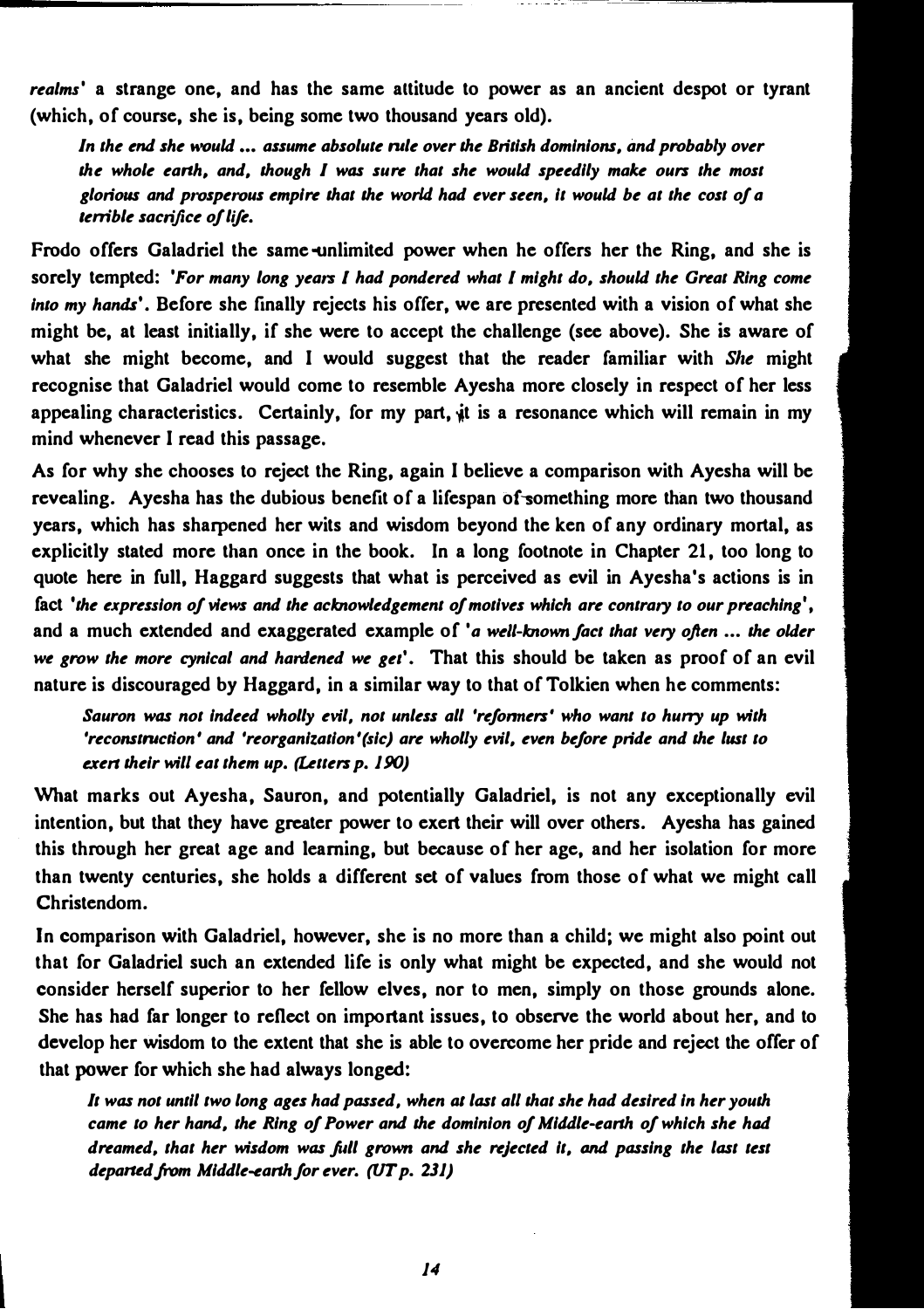*realms*' a strange one, and has the same attitude to power as an ancient despot or tyrant (which, of course, she is, being some two thousand years old).

> *In the end she would ... assume absolute rule over the British dominions, and probably over the whole earth, and, though I was sure that she would speedily make ours the most glorious and prosperous empire that the world had ever seen, it would be at the cost of a terrible sacrifice of life.*

Frodo offers Galadriel the same unlimited power when he offers her the Ring, and she is sorely tempted: '*For many long years I had pondered what I might do, should the Great Ring come into my hands*'. Before she finally rejects his offer, we are presented with a vision of what she might be, at least initially, if she were to accept the challenge (see above). She is aware of what she might become, and I would suggest that the reader familiar with *She* might recognise that Galadriel would come to resemble Ayesha more closely in respect of her less appealing characteristics. Certainly, for my part, it is a resonance which will remain in my mind whenever I read this passage.

As for why she chooses to reject the Ring, again I believe a comparison with Ayesha will be revealing. Ayesha has the dubious benefit of a lifespan of something more than two thousand years, which has sharpened her wits and wisdom beyond the ken of any ordinary mortal, as explicitly stated more than once in the book. In a long footnote in Chapter 21, too long to quote here in full, Haggard suggests that what is perceived as evil in Ayesha's actions is in fact '*the expression of views and the acknowledgement of motives which are contrary to our preaching*', and a much extended and exaggerated example of '*a well-known fact that very often ... the older we grow the more cynical and hardened we get*'. That this should be taken as proof of an evil nature is discouraged by Haggard, in a similar way to that of Tolkien when he comments:

> *Sauron was not indeed wholly evil, not unless all 'reformers' who want to hurry up with 'reconstruction' and 'reorganization'(sic) are wholly evil, even before pride and the lust to exert their will eat them up. (Letters p. 190)*

What marks out Ayesha, Sauron, and potentially Galadriel, is not any exceptionally evil intention, but that they have greater power to exert their will over others. Ayesha has gained this through her great age and learning, but because of her age, and her isolation for more than twenty centuries, she holds a different set of values from those of what we might call Christendom.

In comparison with Galadriel, however, she is no more than a child; we might also point out that for Galadriel such an extended life is only what might be expected, and she would not consider herself superior to her fellow elves, nor to men, simply on those grounds alone. She has had far longer to reflect on important issues, to observe the world about her, and to develop her wisdom to the extent that she is able to overcome her pride and reject the offer of that power for which she had always longed:

> *It was not until two long ages had passed, when at last all that she had desired in her youth came to her hand, the Ring of Power and the dominion of Middle-earth of which she had dreamed, that her wisdom was full grown and she rejected it, and passing the last test departed from Middle-earth for ever. (UT p. 231)*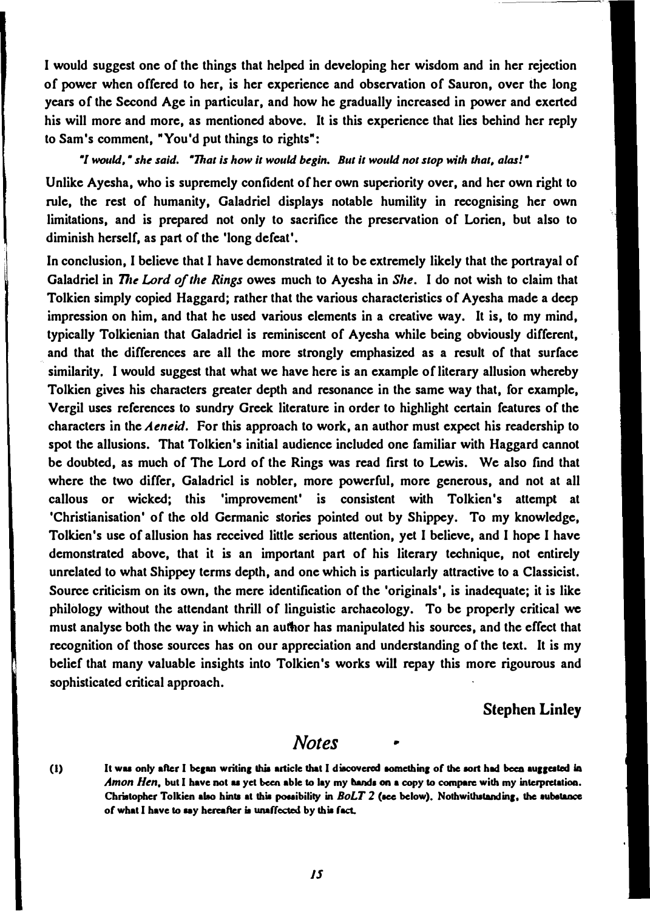I would suggest one of the things that helped in developing her wisdom and in her rejection of power when offered to her, is her experience and observation of Sauron, over the long years of the Second Age in particular, and how he gradually increased in power and exerted his will more and more, as mentioned above. It is this experience that lies behind her reply to Sam's comment, "You'd put things to rights":

*"I would," she said. "That is how it would begin. But it would not stop with that, alas!"*

Unlike Ayesha, who is supremely confident of her own superiority over, and her own right to rule, the rest of humanity, Galadriel displays notable humility in recognising her own limitations, and is prepared not only to sacrifice the preservation of Lorien, but also to diminish herself, as part of the 'long defeat'.

In conclusion, I believe that I have demonstrated it to be extremely likely that the portrayal of Galadriel in *The Lord of the Rings* owes much to Ayesha in *She*. I do not wish to claim that Tolkien simply copied Haggard; rather that the various characteristics of Ayesha made a deep impression on him, and that he used various elements in a creative way. It is, to my mind, typically Tolkienian that Galadriel is reminiscent of Ayesha while being obviously different, and that the differences are all the more strongly emphasized as a result of that surface similarity. I would suggest that what we have here is an example of literary allusion whereby Tolkien gives his characters greater depth and resonance in the same way that, for example, Vergil uses references to sundry Greek literature in order to highlight certain features of the characters in the *Aeneid*. For this approach to work, an author must expect his readership to spot the allusions. That Tolkien's initial audience included one familiar with Haggard cannot be doubted, as much of The Lord of the Rings was read first to Lewis. We also find that where the two differ, Galadriel is nobler, more powerful, more generous, and not at all callous or wicked; this 'improvement' is consistent with Tolkien's attempt at 'Christianisation' of the old Germanic stories pointed out by Shippey. To my knowledge, Tolkien's use of allusion has received little serious attention, yet I believe, and I hope I have demonstrated above, that it is an important part of his literary technique, not entirely unrelated to what Shippey terms depth, and one which is particularly attractive to a Classicist. Source criticism on its own, the mere identification of the 'originals', is inadequate; it is like philology without the attendant thrill of linguistic archaeology. To be properly critical we must analyse both the way in which an author has manipulated his sources, and the effect that recognition of those sources has on our appreciation and understanding of the text. It is my belief that many valuable insights into Tolkien's works will repay this more rigourous and sophisticated critical approach.

**Stephen Linley**

## *Notes*

**(1)** **It was only after I began writing this article that I discovered something of the sort had been suggested in *Amon Hen*, but I have not as yet been able to lay my hands on a copy to compare with my interpretation. Christopher Tolkien also hints at this possibility in *BoLT 2* (see below). Nothwithstanding, the substance of what I have to say hereafter is unaffected by this fact.**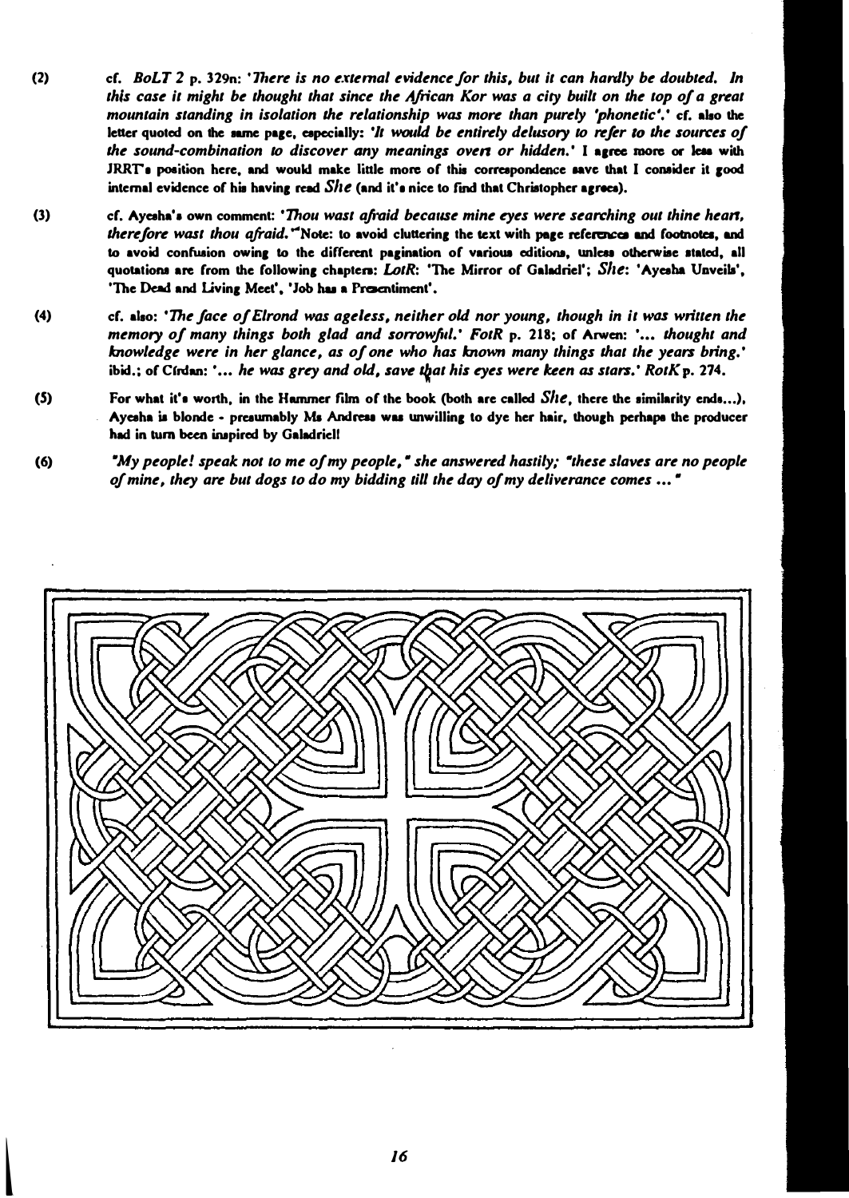(2) cf. *BoLT 2* p. 329n: '*There is no external evidence for this, but it can hardly be doubted. In this case it might be thought that since the African Kor was a city built on the top of a great mountain standing in isolation the relationship was more than purely 'phonetic'.*' cf. also the letter quoted on the same page, especially: '*It would be entirely delusory to refer to the sources of the sound-combination to discover any meanings overt or hidden.*' I agree more or less with JRRT's position here, and would make little more of this correspondence save that I consider it good internal evidence of his having read *She* (and it's nice to find that Christopher agrees).

(3) cf. Ayesha's own comment: '*Thou wast afraid because mine eyes were searching out thine heart, therefore wast thou afraid.*' Note: to avoid cluttering the text with page references and footnotes, and to avoid confusion owing to the different pagination of various editions, unless otherwise stated, all quotations are from the following chapters: *LotR*: 'The Mirror of Galadriel'; *She*: 'Ayesha Unveils', 'The Dead and Living Meet', 'Job has a Presentiment'.

(4) cf. also: '*The face of Elrond was ageless, neither old nor young, though in it was written the memory of many things both glad and sorrowful.*' *FotR* p. 218; of Arwen: '*... thought and knowledge were in her glance, as of one who has known many things that the years bring.*' ibid.; of Círdan: '*... he was grey and old, save that his eyes were keen as stars.*' *RotK* p. 274.

(5) For what it's worth, in the Hammer film of the book (both are called *She*, there the similarity ends...), Ayesha is blonde - presumably Ms Andress was unwilling to dye her hair, though perhaps the producer had in turn been inspired by Galadriel!

(6) *"My people! speak not to me of my people," she answered hastily; "these slaves are no people of mine, they are but dogs to do my bidding till the day of my deliverance comes ..."*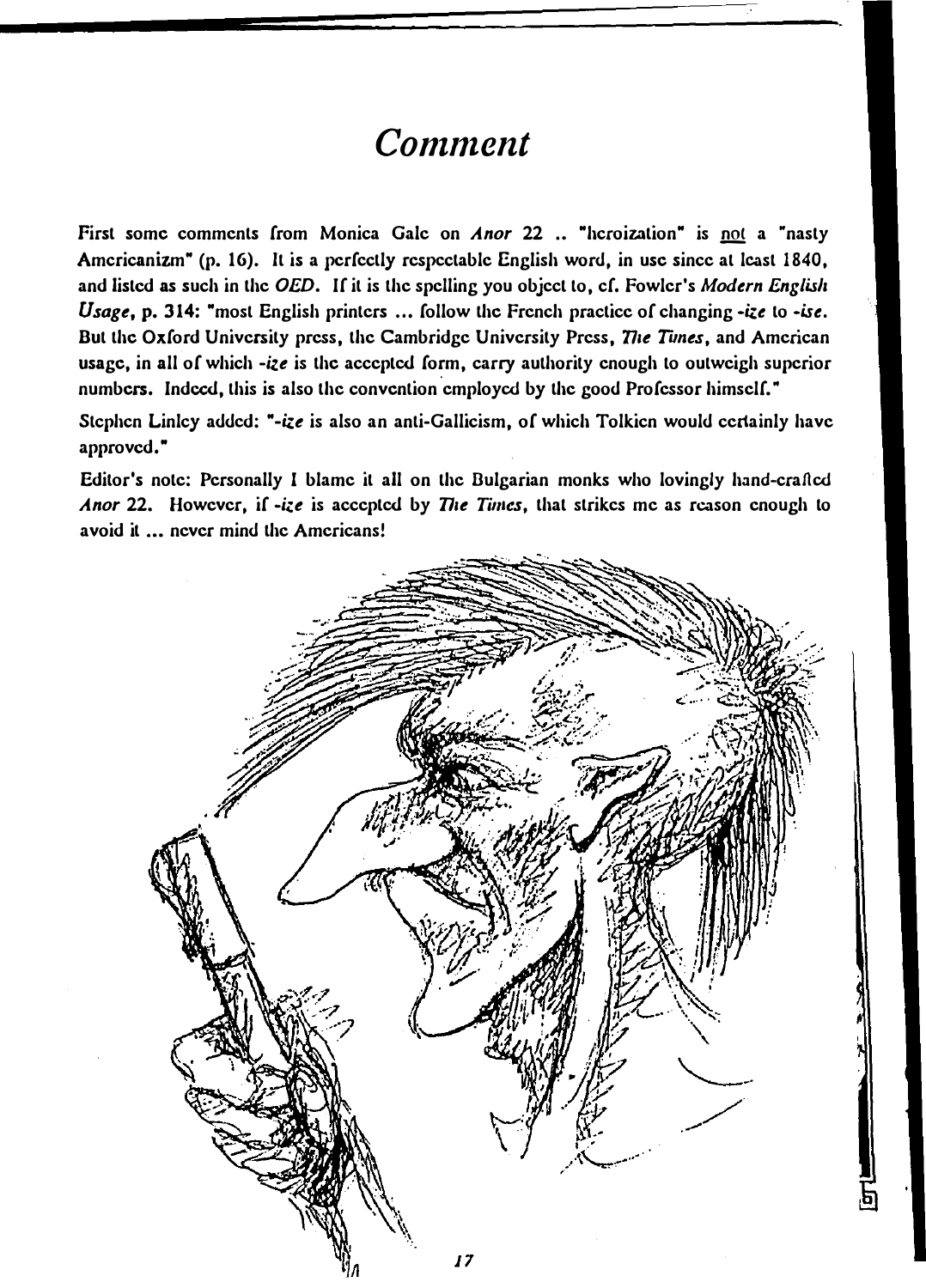# Comment

First some comments from Monica Gale on *Anor* 22 .. "heroization" is not a "nasty Americanizm" (p. 16). It is a perfectly respectable English word, in use since at least 1840, and listed as such in the *OED*. If it is the spelling you object to, cf. Fowler's *Modern English Usage*, p. 314: "most English printers ... follow the French practice of changing *-ize* to *-ise*. But the Oxford University press, the Cambridge University Press, *The Times*, and American usage, in all of which *-ize* is the accepted form, carry authority enough to outweigh superior numbers. Indeed, this is also the convention employed by the good Professor himself."

Stephen Linley added: "*-ize* is also an anti-Gallicism, of which Tolkien would certainly have approved."

Editor's note: Personally I blame it all on the Bulgarian monks who lovingly hand-crafted *Anor* 22. However, if *-ize* is accepted by *The Times*, that strikes me as reason enough to avoid it ... never mind the Americans!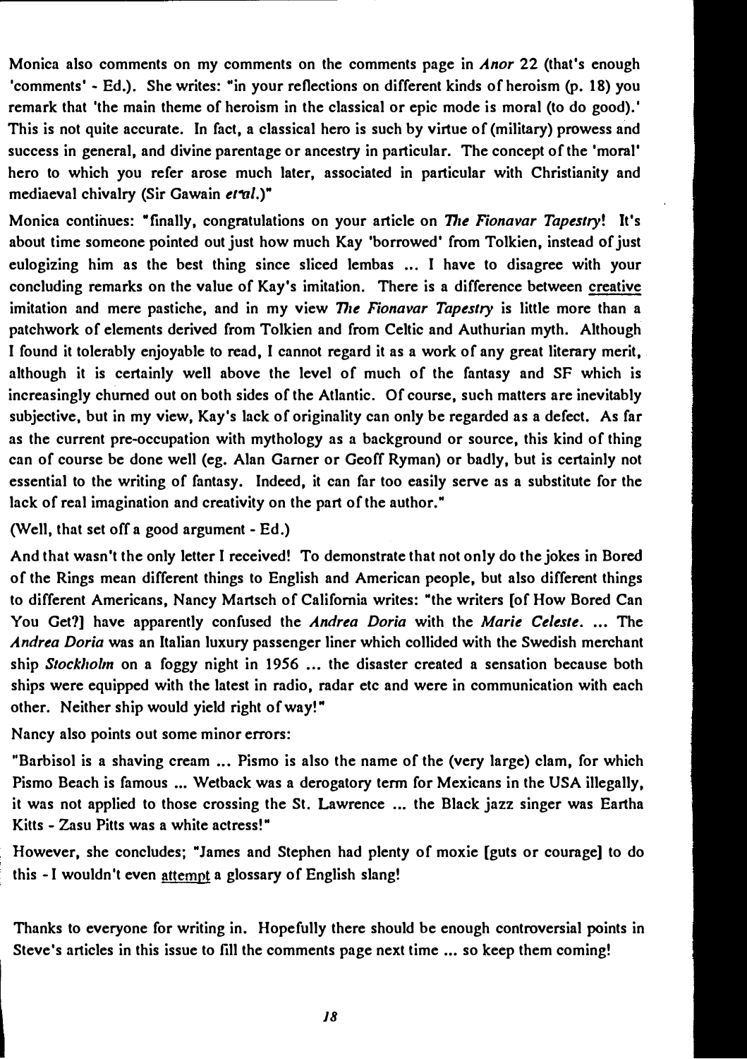Monica also comments on my comments on the comments page in *Anor* 22 (that's enough 'comments' - Ed.). She writes: "in your reflections on different kinds of heroism (p. 18) you remark that 'the main theme of heroism in the classical or epic mode is moral (to do good).' This is not quite accurate. In fact, a classical hero is such by virtue of (military) prowess and success in general, and divine parentage or ancestry in particular. The concept of the 'moral' hero to which you refer arose much later, associated in particular with Christianity and mediaeval chivalry (Sir Gawain *et al.*)"

Monica continues: "finally, congratulations on your article on *The Fionavar Tapestry*! It's about time someone pointed out just how much Kay 'borrowed' from Tolkien, instead of just eulogizing him as the best thing since sliced lembas ... I have to disagree with your concluding remarks on the value of Kay's imitation. There is a difference between creative imitation and mere pastiche, and in my view *The Fionavar Tapestry* is little more than a patchwork of elements derived from Tolkien and from Celtic and Authurian myth. Although I found it tolerably enjoyable to read, I cannot regard it as a work of any great literary merit, although it is certainly well above the level of much of the fantasy and SF which is increasingly churned out on both sides of the Atlantic. Of course, such matters are inevitably subjective, but in my view, Kay's lack of originality can only be regarded as a defect. As far as the current pre-occupation with mythology as a background or source, this kind of thing can of course be done well (eg. Alan Garner or Geoff Ryman) or badly, but is certainly not essential to the writing of fantasy. Indeed, it can far too easily serve as a substitute for the lack of real imagination and creativity on the part of the author."

(Well, that set off a good argument - Ed.)

And that wasn't the only letter I received! To demonstrate that not only do the jokes in Bored of the Rings mean different things to English and American people, but also different things to different Americans, Nancy Martsch of California writes: "the writers [of How Bored Can You Get?] have apparently confused the *Andrea Doria* with the *Marie Celeste*. ... The *Andrea Doria* was an Italian luxury passenger liner which collided with the Swedish merchant ship *Stockholm* on a foggy night in 1956 ... the disaster created a sensation because both ships were equipped with the latest in radio, radar etc and were in communication with each other. Neither ship would yield right of way!"

Nancy also points out some minor errors:

"Barbisol is a shaving cream ... Pismo is also the name of the (very large) clam, for which Pismo Beach is famous ... Wetback was a derogatory term for Mexicans in the USA illegally, it was not applied to those crossing the St. Lawrence ... the Black jazz singer was Eartha Kitts - Zasu Pitts was a white actress!"

However, she concludes; "James and Stephen had plenty of moxie [guts or courage] to do this - I wouldn't even attempt a glossary of English slang!

Thanks to everyone for writing in. Hopefully there should be enough controversial points in Steve's articles in this issue to fill the comments page next time ... so keep them coming!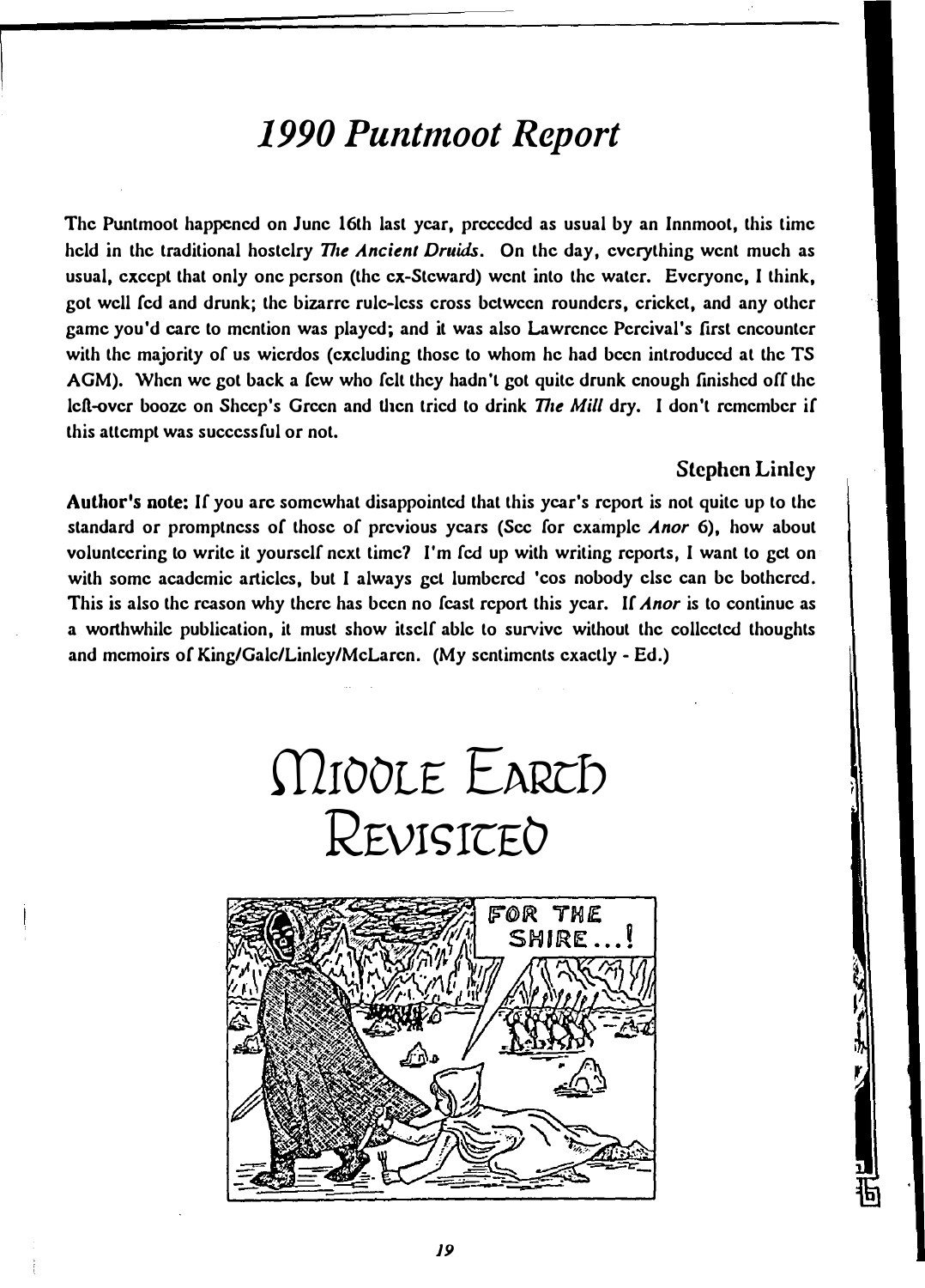# 1990 Puntmoot Report

The Puntmoot happened on June 16th last year, preceded as usual by an Innmoot, this time held in the traditional hostelry *The Ancient Druids*. On the day, everything went much as usual, except that only one person (the ex-Steward) went into the water. Everyone, I think, got well fed and drunk; the bizarre rule-less cross between rounders, cricket, and any other game you'd care to mention was played; and it was also Lawrence Percival's first encounter with the majority of us wierdos (excluding those to whom he had been introduced at the TS AGM). When we got back a few who felt they hadn't got quite drunk enough finished off the left-over booze on Sheep's Green and then tried to drink *The Mill* dry. I don't remember if this attempt was successful or not.

Stephen Linley

**Author's note:** If you are somewhat disappointed that this year's report is not quite up to the standard or promptness of those of previous years (See for example *Anor* 6), how about volunteering to write it yourself next time? I'm fed up with writing reports, I want to get on with some academic articles, but I always get lumbered 'cos nobody else can be bothered. This is also the reason why there has been no feast report this year. If *Anor* is to continue as a worthwhile publication, it must show itself able to survive without the collected thoughts and memoirs of King/Gale/Linley/McLaren. (My sentiments exactly - Ed.)

# Middle Earth Revisited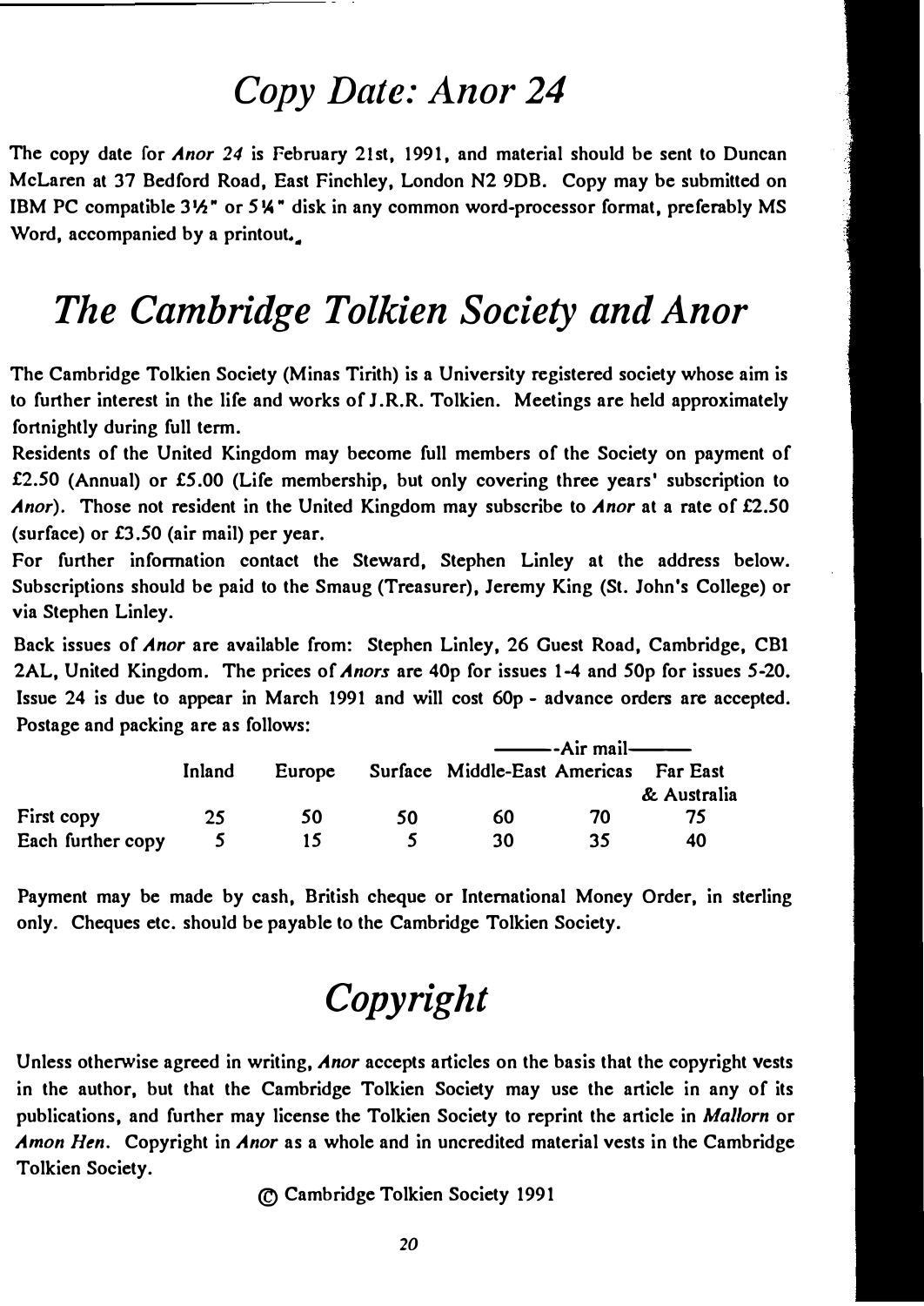# *Copy Date: Anor 24*

The copy date for *Anor 24* is February 21st, 1991, and material should be sent to Duncan McLaren at 37 Bedford Road, East Finchley, London N2 9DB. Copy may be submitted on IBM PC compatible 3½" or 5¼" disk in any common word-processor format, preferably MS Word, accompanied by a printout.

# *The Cambridge Tolkien Society and Anor*

The Cambridge Tolkien Society (Minas Tirith) is a University registered society whose aim is to further interest in the life and works of J.R.R. Tolkien. Meetings are held approximately fortnightly during full term.

Residents of the United Kingdom may become full members of the Society on payment of £2.50 (Annual) or £5.00 (Life membership, but only covering three years' subscription to *Anor*). Those not resident in the United Kingdom may subscribe to *Anor* at a rate of £2.50 (surface) or £3.50 (air mail) per year.

For further information contact the Steward, Stephen Linley at the address below. Subscriptions should be paid to the Smaug (Treasurer), Jeremy King (St. John's College) or via Stephen Linley.

Back issues of *Anor* are available from: Stephen Linley, 26 Guest Road, Cambridge, CB1 2AL, United Kingdom. The prices of *Anors* are 40p for issues 1-4 and 50p for issues 5-20. Issue 24 is due to appear in March 1991 and will cost 60p - advance orders are accepted. Postage and packing are as follows:

| | | | | Air mail | | |
|---|---|---|---|---|---|---|
| | Inland | Europe | Surface | Middle-East | Americas | Far East & Australia |
| First copy | 25 | 50 | 50 | 60 | 70 | 75 |
| Each further copy | 5 | 15 | 5 | 30 | 35 | 40 |

Payment may be made by cash, British cheque or International Money Order, in sterling only. Cheques etc. should be payable to the Cambridge Tolkien Society.

# *Copyright*

Unless otherwise agreed in writing, *Anor* accepts articles on the basis that the copyright vests in the author, but that the Cambridge Tolkien Society may use the article in any of its publications, and further may license the Tolkien Society to reprint the article in *Mallorn* or *Amon Hen*. Copyright in *Anor* as a whole and in uncredited material vests in the Cambridge Tolkien Society.

© Cambridge Tolkien Society 1991